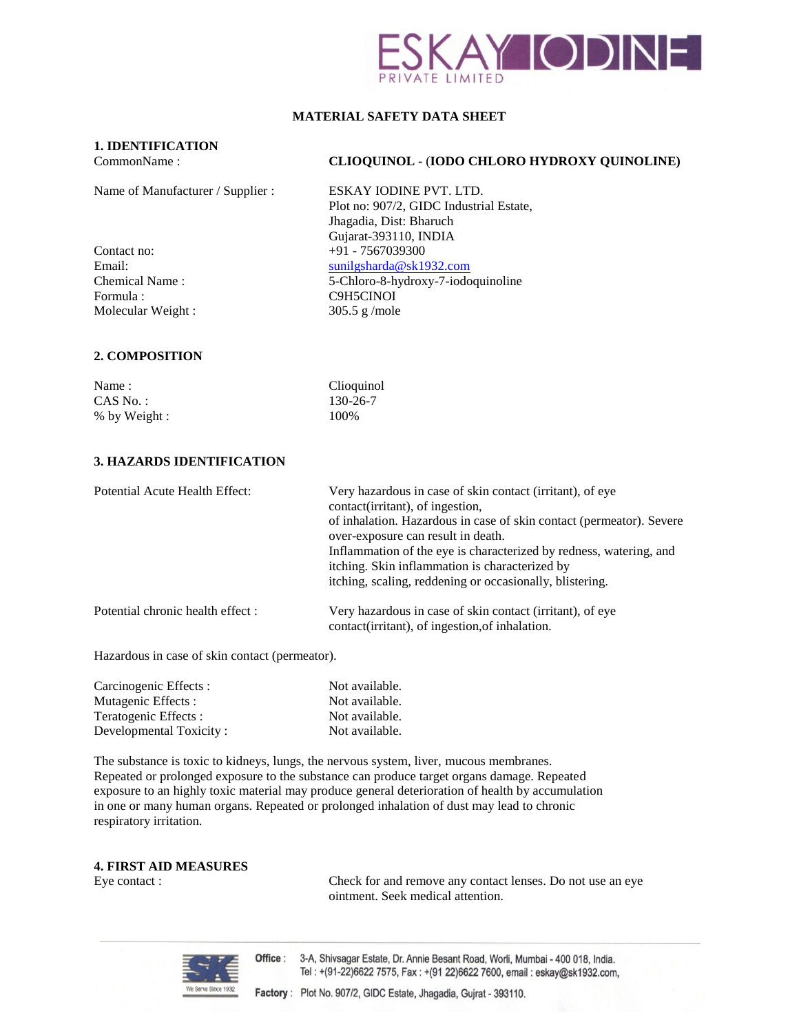# MATERIAL SAFETY DATA SHEET

## 1. IDENTIFICATION

| | |
|---|---|
| CommonName : | **CLIOQUINOL - (IODO CHLORO HYDROXY QUINOLINE)** |
| Name of Manufacturer / Supplier : | ESKAY IODINE PVT. LTD.<br>Plot no: 907/2, GIDC Industrial Estate,<br>Jhagadia, Dist: Bharuch<br>Gujarat-393110, INDIA |
| Contact no: | +91 - 7567039300 |
| Email: | sunilgsharda@sk1932.com |
| Chemical Name : | 5-Chloro-8-hydroxy-7-iodoquinoline |
| Formula : | C9H5CINOI |
| Molecular Weight : | 305.5 g /mole |

## 2. COMPOSITION

| | |
|---|---|
| Name : | Clioquinol |
| CAS No. : | 130-26-7 |
| % by Weight : | 100% |

## 3. HAZARDS IDENTIFICATION

**Potential Acute Health Effect:**

Very hazardous in case of skin contact (irritant), of eye contact(irritant), of ingestion, of inhalation. Hazardous in case of skin contact (permeator). Severe over-exposure can result in death. Inflammation of the eye is characterized by redness, watering, and itching. Skin inflammation is characterized by itching, scaling, reddening or occasionally, blistering.

**Potential chronic health effect :**

Very hazardous in case of skin contact (irritant), of eye contact(irritant), of ingestion,of inhalation.

Hazardous in case of skin contact (permeator).

| | |
|---|---|
| Carcinogenic Effects : | Not available. |
| Mutagenic Effects : | Not available. |
| Teratogenic Effects : | Not available. |
| Developmental Toxicity : | Not available. |

The substance is toxic to kidneys, lungs, the nervous system, liver, mucous membranes. Repeated or prolonged exposure to the substance can produce target organs damage. Repeated exposure to an highly toxic material may produce general deterioration of health by accumulation in one or many human organs. Repeated or prolonged inhalation of dust may lead to chronic respiratory irritation.

## 4. FIRST AID MEASURES

**Eye contact :**

Check for and remove any contact lenses. Do not use an eye ointment. Seek medical attention.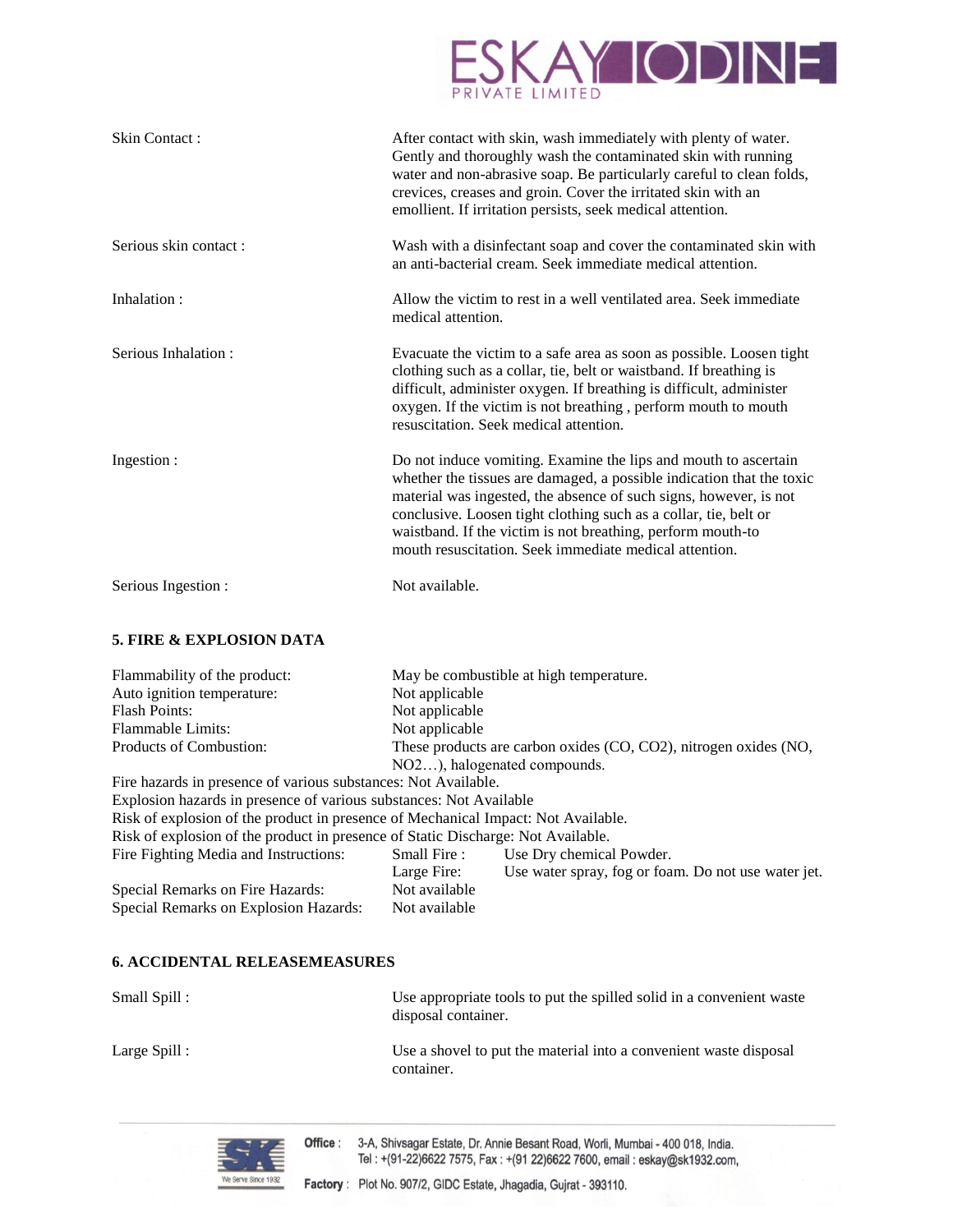| | |
|---|---|
| Skin Contact : | After contact with skin, wash immediately with plenty of water. Gently and thoroughly wash the contaminated skin with running water and non-abrasive soap. Be particularly careful to clean folds, crevices, creases and groin. Cover the irritated skin with an emollient. If irritation persists, seek medical attention. |
| Serious skin contact : | Wash with a disinfectant soap and cover the contaminated skin with an anti-bacterial cream. Seek immediate medical attention. |
| Inhalation : | Allow the victim to rest in a well ventilated area. Seek immediate medical attention. |
| Serious Inhalation : | Evacuate the victim to a safe area as soon as possible. Loosen tight clothing such as a collar, tie, belt or waistband. If breathing is difficult, administer oxygen. If breathing is difficult, administer oxygen. If the victim is not breathing , perform mouth to mouth resuscitation. Seek medical attention. |
| Ingestion : | Do not induce vomiting. Examine the lips and mouth to ascertain whether the tissues are damaged, a possible indication that the toxic material was ingested, the absence of such signs, however, is not conclusive. Loosen tight clothing such as a collar, tie, belt or waistband. If the victim is not breathing, perform mouth-to mouth resuscitation. Seek immediate medical attention. |
| Serious Ingestion : | Not available. |

## 5. FIRE & EXPLOSION DATA

Flammability of the product: May be combustible at high temperature.
Auto ignition temperature: Not applicable
Flash Points: Not applicable
Flammable Limits: Not applicable
Products of Combustion: These products are carbon oxides (CO, $CO_2$), nitrogen oxides (NO, $NO_2$…), halogenated compounds.

Fire hazards in presence of various substances: Not Available.
Explosion hazards in presence of various substances: Not Available
Risk of explosion of the product in presence of Mechanical Impact: Not Available.
Risk of explosion of the product in presence of Static Discharge: Not Available.

Fire Fighting Media and Instructions:
- Small Fire : Use Dry chemical Powder.
- Large Fire: Use water spray, fog or foam. Do not use water jet.

Special Remarks on Fire Hazards: Not available
Special Remarks on Explosion Hazards: Not available

## 6. ACCIDENTAL RELEASEMEASURES

| | |
|---|---|
| Small Spill : | Use appropriate tools to put the spilled solid in a convenient waste disposal container. |
| Large Spill : | Use a shovel to put the material into a convenient waste disposal container. |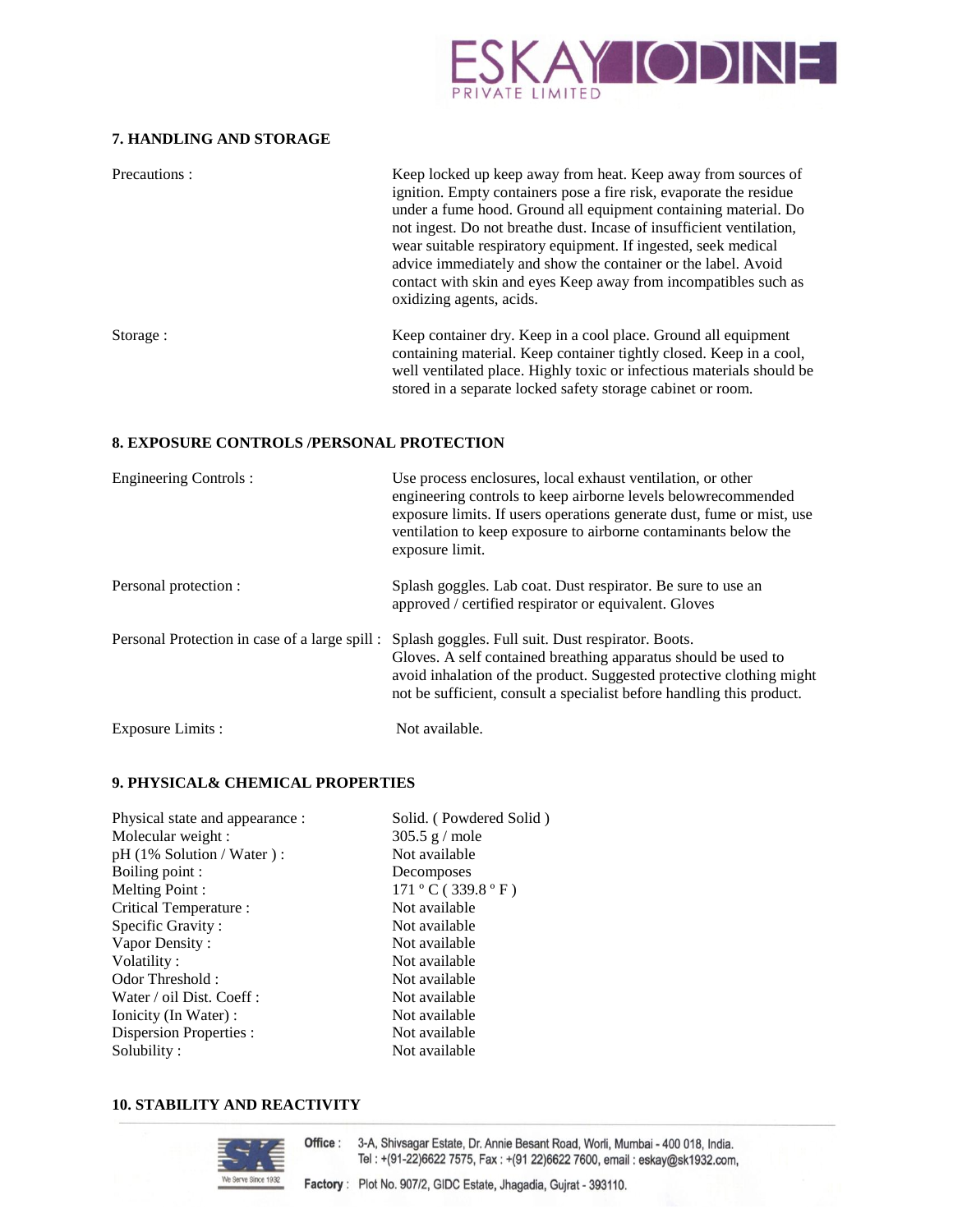## 7. HANDLING AND STORAGE

| | |
|---|---|
| Precautions : | Keep locked up keep away from heat. Keep away from sources of ignition. Empty containers pose a fire risk, evaporate the residue under a fume hood. Ground all equipment containing material. Do not ingest. Do not breathe dust. Incase of insufficient ventilation, wear suitable respiratory equipment. If ingested, seek medical advice immediately and show the container or the label. Avoid contact with skin and eyes Keep away from incompatibles such as oxidizing agents, acids. |
| Storage : | Keep container dry. Keep in a cool place. Ground all equipment containing material. Keep container tightly closed. Keep in a cool, well ventilated place. Highly toxic or infectious materials should be stored in a separate locked safety storage cabinet or room. |

## 8. EXPOSURE CONTROLS /PERSONAL PROTECTION

| | |
|---|---|
| Engineering Controls : | Use process enclosures, local exhaust ventilation, or other engineering controls to keep airborne levels belowrecommended exposure limits. If users operations generate dust, fume or mist, use ventilation to keep exposure to airborne contaminants below the exposure limit. |
| Personal protection : | Splash goggles. Lab coat. Dust respirator. Be sure to use an approved / certified respirator or equivalent. Gloves |
| Personal Protection in case of a large spill : | Splash goggles. Full suit. Dust respirator. Boots. Gloves. A self contained breathing apparatus should be used to avoid inhalation of the product. Suggested protective clothing might not be sufficient, consult a specialist before handling this product. |
| Exposure Limits : | Not available. |

## 9. PHYSICAL& CHEMICAL PROPERTIES

| | |
|---|---|
| Physical state and appearance : | Solid. ( Powdered Solid ) |
| Molecular weight : | 305.5 g / mole |
| pH (1% Solution / Water ) : | Not available |
| Boiling point : | Decomposes |
| Melting Point : | 171 º C ( 339.8 º F ) |
| Critical Temperature : | Not available |
| Specific Gravity : | Not available |
| Vapor Density : | Not available |
| Volatility : | Not available |
| Odor Threshold : | Not available |
| Water / oil Dist. Coeff : | Not available |
| Ionicity (In Water) : | Not available |
| Dispersion Properties : | Not available |
| Solubility : | Not available |

## 10. STABILITY AND REACTIVITY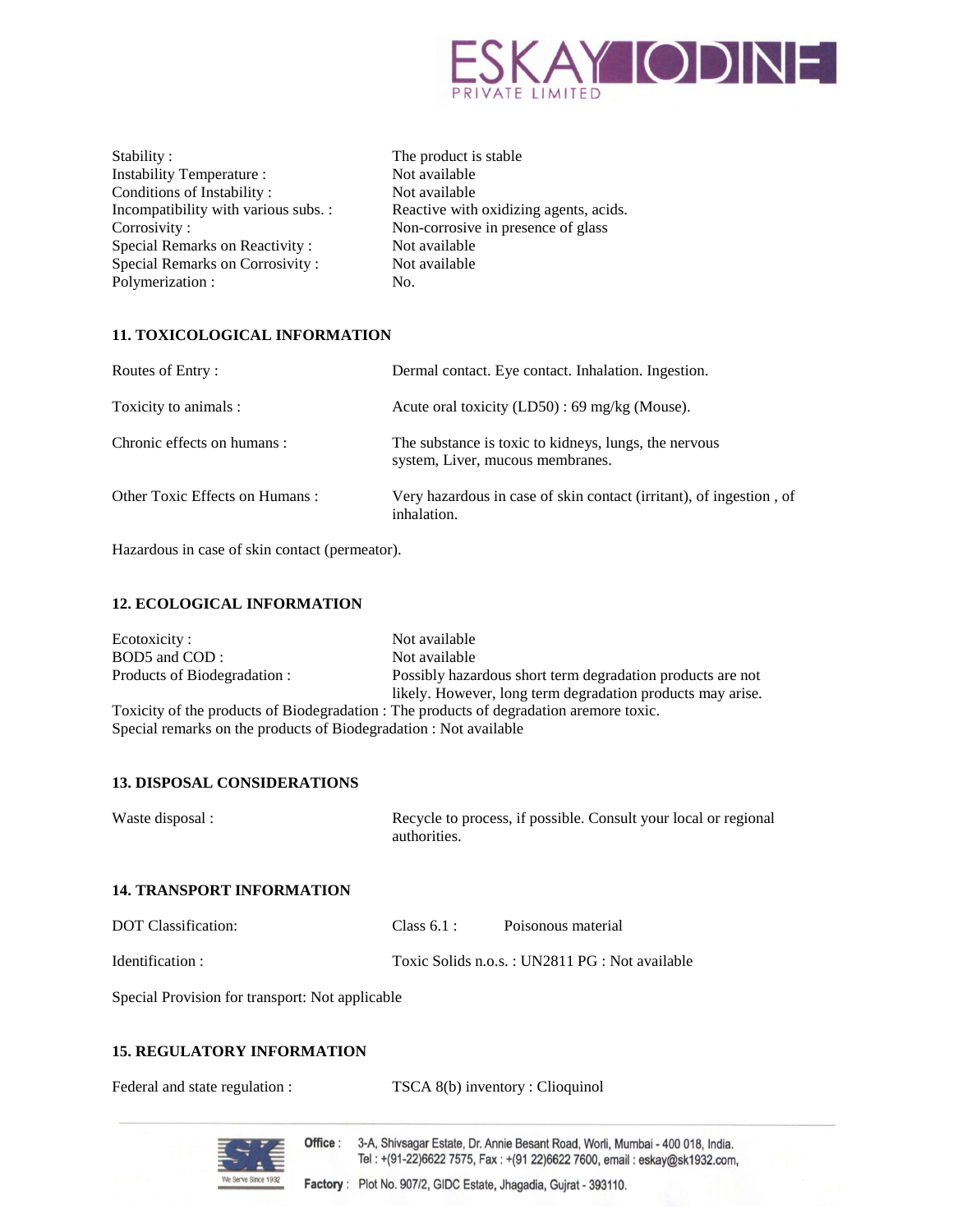| | |
|---|---|
| Stability : | The product is stable |
| Instability Temperature : | Not available |
| Conditions of Instability : | Not available |
| Incompatibility with various subs. : | Reactive with oxidizing agents, acids. |
| Corrosivity : | Non-corrosive in presence of glass |
| Special Remarks on Reactivity : | Not available |
| Special Remarks on Corrosivity : | Not available |
| Polymerization : | No. |

## 11. TOXICOLOGICAL INFORMATION

| | |
|---|---|
| Routes of Entry : | Dermal contact. Eye contact. Inhalation. Ingestion. |
| Toxicity to animals : | Acute oral toxicity (LD50) : 69 mg/kg (Mouse). |
| Chronic effects on humans : | The substance is toxic to kidneys, lungs, the nervous system, Liver, mucous membranes. |
| Other Toxic Effects on Humans : | Very hazardous in case of skin contact (irritant), of ingestion , of inhalation. |

Hazardous in case of skin contact (permeator).

## 12. ECOLOGICAL INFORMATION

| | |
|---|---|
| Ecotoxicity : | Not available |
| BOD5 and COD : | Not available |
| Products of Biodegradation : | Possibly hazardous short term degradation products are not likely. However, long term degradation products may arise. |

Toxicity of the products of Biodegradation : The products of degradation aremore toxic.
Special remarks on the products of Biodegradation : Not available

## 13. DISPOSAL CONSIDERATIONS

| | |
|---|---|
| Waste disposal : | Recycle to process, if possible. Consult your local or regional authorities. |

## 14. TRANSPORT INFORMATION

| | |
|---|---|
| DOT Classification: | Class 6.1 : Poisonous material |
| Identification : | Toxic Solids n.o.s. : UN2811 PG : Not available |

Special Provision for transport: Not applicable

## 15. REGULATORY INFORMATION

| | |
|---|---|
| Federal and state regulation : | TSCA 8(b) inventory : Clioquinol |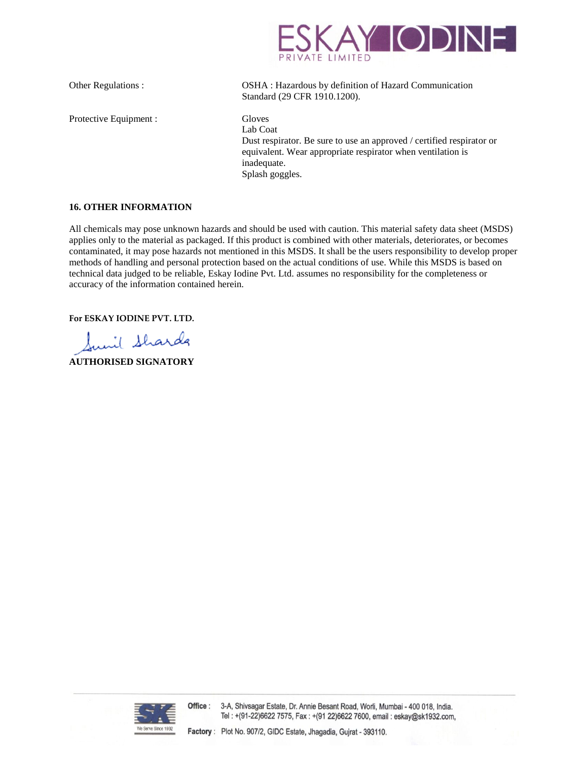| | |
|---|---|
| Other Regulations : | OSHA : Hazardous by definition of Hazard Communication Standard (29 CFR 1910.1200). |
| Protective Equipment : | Gloves<br>Lab Coat<br>Dust respirator. Be sure to use an approved / certified respirator or equivalent. Wear appropriate respirator when ventilation is inadequate.<br>Splash goggles. |

## 16. OTHER INFORMATION

All chemicals may pose unknown hazards and should be used with caution. This material safety data sheet (MSDS) applies only to the material as packaged. If this product is combined with other materials, deteriorates, or becomes contaminated, it may pose hazards not mentioned in this MSDS. It shall be the users responsibility to develop proper methods of handling and personal protection based on the actual conditions of use. While this MSDS is based on technical data judged to be reliable, Eskay Iodine Pvt. Ltd. assumes no responsibility for the completeness or accuracy of the information contained herein.

**For ESKAY IODINE PVT. LTD.**

Sunil Sharda

**AUTHORISED SIGNATORY**